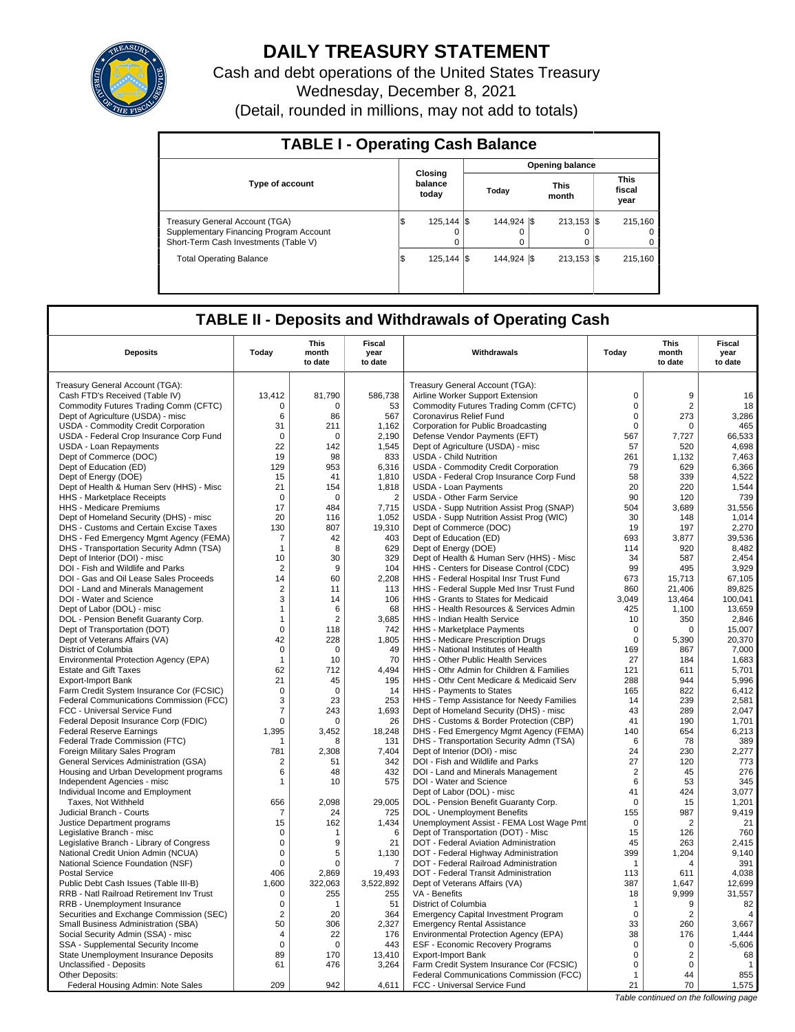# DAILY TREASURY STATEMENT

Cash and debt operations of the United States Treasury

Wednesday, December 8, 2021

(Detail, rounded in millions, may not add to totals)

## TABLE I - Operating Cash Balance

| Type of account | Closing balance today | Opening balance | | |
|---|---|---|---|---|
| | | Today | This month | This fiscal year |
| Treasury General Account (TGA) | $ 125,144 | $ 144,924 | $ 213,153 | $ 215,160 |
| Supplementary Financing Program Account | 0 | 0 | 0 | 0 |
| Short-Term Cash Investments (Table V) | 0 | 0 | 0 | 0 |
| Total Operating Balance | $ 125,144 | $ 144,924 | $ 213,153 | $ 215,160 |

## TABLE II - Deposits and Withdrawals of Operating Cash

| Deposits | Today | This month to date | Fiscal year to date | Withdrawals | Today | This month to date | Fiscal year to date |
|---|---|---|---|---|---|---|---|
| Treasury General Account (TGA): | | | | Treasury General Account (TGA): | | | |
| Cash FTD's Received (Table IV) | 13,412 | 81,790 | 586,738 | Airline Worker Support Extension | 0 | 9 | 16 |
| Commodity Futures Trading Comm (CFTC) | 0 | 0 | 53 | Commodity Futures Trading Comm (CFTC) | 0 | 2 | 18 |
| Dept of Agriculture (USDA) - misc | 6 | 86 | 567 | Coronavirus Relief Fund | 0 | 273 | 3,286 |
| USDA - Commodity Credit Corporation | 31 | 211 | 1,162 | Corporation for Public Broadcasting | 0 | 0 | 465 |
| USDA - Federal Crop Insurance Corp Fund | 0 | 0 | 2,190 | Defense Vendor Payments (EFT) | 567 | 7,727 | 66,533 |
| USDA - Loan Repayments | 22 | 142 | 1,545 | Dept of Agriculture (USDA) - misc | 57 | 520 | 4,698 |
| Dept of Commerce (DOC) | 19 | 98 | 833 | USDA - Child Nutrition | 261 | 1,132 | 7,463 |
| Dept of Education (ED) | 129 | 953 | 6,316 | USDA - Commodity Credit Corporation | 79 | 629 | 6,366 |
| Dept of Energy (DOE) | 15 | 41 | 1,810 | USDA - Federal Crop Insurance Corp Fund | 58 | 339 | 4,522 |
| Dept of Health & Human Serv (HHS) - Misc | 21 | 154 | 1,818 | USDA - Loan Payments | 20 | 220 | 1,544 |
| HHS - Marketplace Receipts | 0 | 0 | 2 | USDA - Other Farm Service | 90 | 120 | 739 |
| HHS - Medicare Premiums | 17 | 484 | 7,715 | USDA - Supp Nutrition Assist Prog (SNAP) | 504 | 3,689 | 31,556 |
| Dept of Homeland Security (DHS) - misc | 20 | 116 | 1,052 | USDA - Supp Nutrition Assist Prog (WIC) | 30 | 148 | 1,014 |
| DHS - Customs and Certain Excise Taxes | 130 | 807 | 19,310 | Dept of Commerce (DOC) | 19 | 197 | 2,270 |
| DHS - Fed Emergency Mgmt Agency (FEMA) | 7 | 42 | 403 | Dept of Education (ED) | 693 | 3,877 | 39,536 |
| DHS - Transportation Security Admn (TSA) | 1 | 8 | 629 | Dept of Energy (DOE) | 114 | 920 | 8,482 |
| Dept of Interior (DOI) - misc | 10 | 30 | 329 | Dept of Health & Human Serv (HHS) - Misc | 34 | 587 | 2,454 |
| DOI - Fish and Wildlife and Parks | 2 | 9 | 104 | HHS - Centers for Disease Control (CDC) | 99 | 495 | 3,929 |
| DOI - Gas and Oil Lease Sales Proceeds | 14 | 60 | 2,208 | HHS - Federal Hospital Insr Trust Fund | 673 | 15,713 | 67,105 |
| DOI - Land and Minerals Management | 2 | 11 | 113 | HHS - Federal Supple Med Insr Trust Fund | 860 | 21,406 | 89,825 |
| DOI - Water and Science | 3 | 14 | 106 | HHS - Grants to States for Medicaid | 3,049 | 13,464 | 100,041 |
| Dept of Labor (DOL) - misc | 1 | 6 | 68 | HHS - Health Resources & Services Admin | 425 | 1,100 | 13,659 |
| DOL - Pension Benefit Guaranty Corp. | 1 | 2 | 3,685 | HHS - Indian Health Service | 10 | 350 | 2,846 |
| Dept of Transportation (DOT) | 0 | 118 | 742 | HHS - Marketplace Payments | 0 | 0 | 15,007 |
| Dept of Veterans Affairs (VA) | 42 | 228 | 1,805 | HHS - Medicare Prescription Drugs | 0 | 5,390 | 20,370 |
| District of Columbia | 0 | 0 | 49 | HHS - National Institutes of Health | 169 | 867 | 7,000 |
| Environmental Protection Agency (EPA) | 1 | 10 | 70 | HHS - Other Public Health Services | 27 | 184 | 1,683 |
| Estate and Gift Taxes | 62 | 712 | 4,494 | HHS - Othr Admin for Children & Families | 121 | 611 | 5,701 |
| Export-Import Bank | 21 | 45 | 195 | HHS - Othr Cent Medicare & Medicaid Serv | 288 | 944 | 5,996 |
| Farm Credit System Insurance Cor (FCSIC) | 0 | 0 | 14 | HHS - Payments to States | 165 | 822 | 6,412 |
| Federal Communications Commission (FCC) | 3 | 23 | 253 | HHS - Temp Assistance for Needy Families | 14 | 239 | 2,581 |
| FCC - Universal Service Fund | 7 | 243 | 1,693 | Dept of Homeland Security (DHS) - misc | 43 | 289 | 2,047 |
| Federal Deposit Insurance Corp (FDIC) | 0 | 0 | 26 | DHS - Customs & Border Protection (CBP) | 41 | 190 | 1,701 |
| Federal Reserve Earnings | 1,395 | 3,452 | 18,248 | DHS - Fed Emergency Mgmt Agency (FEMA) | 140 | 654 | 6,213 |
| Federal Trade Commission (FTC) | 1 | 8 | 131 | DHS - Transportation Security Admn (TSA) | 6 | 78 | 389 |
| Foreign Military Sales Program | 781 | 2,308 | 7,404 | Dept of Interior (DOI) - misc | 24 | 230 | 2,277 |
| General Services Administration (GSA) | 2 | 51 | 342 | DOI - Fish and Wildlife and Parks | 27 | 120 | 773 |
| Housing and Urban Development programs | 6 | 48 | 432 | DOI - Land and Minerals Management | 2 | 45 | 276 |
| Independent Agencies - misc | 1 | 10 | 575 | DOI - Water and Science | 6 | 53 | 345 |
| Individual Income and Employment | | | | Dept of Labor (DOL) - misc | 41 | 424 | 3,077 |
| Taxes, Not Withheld | 656 | 2,098 | 29,005 | DOL - Pension Benefit Guaranty Corp. | 0 | 15 | 1,201 |
| Judicial Branch - Courts | 7 | 24 | 725 | DOL - Unemployment Benefits | 155 | 987 | 9,419 |
| Justice Department programs | 15 | 162 | 1,434 | Unemployment Assist - FEMA Lost Wage Pmt | 0 | 2 | 21 |
| Legislative Branch - misc | 0 | 1 | 6 | Dept of Transportation (DOT) - Misc | 15 | 126 | 760 |
| Legislative Branch - Library of Congress | 0 | 9 | 21 | DOT - Federal Aviation Administration | 45 | 263 | 2,415 |
| National Credit Union Admin (NCUA) | 0 | 5 | 1,130 | DOT - Federal Highway Administration | 399 | 1,204 | 9,140 |
| National Science Foundation (NSF) | 0 | 0 | 7 | DOT - Federal Railroad Administration | 1 | 4 | 391 |
| Postal Service | 406 | 2,869 | 19,493 | DOT - Federal Transit Administration | 113 | 611 | 4,038 |
| Public Debt Cash Issues (Table III-B) | 1,600 | 322,063 | 3,522,892 | Dept of Veterans Affairs (VA) | 387 | 1,647 | 12,699 |
| RRB - Natl Railroad Retirement Inv Trust | 0 | 255 | 255 | VA - Benefits | 18 | 9,999 | 31,557 |
| RRB - Unemployment Insurance | 0 | 1 | 51 | District of Columbia | 1 | 9 | 82 |
| Securities and Exchange Commission (SEC) | 2 | 20 | 364 | Emergency Capital Investment Program | 0 | 2 | 4 |
| Small Business Administration (SBA) | 50 | 306 | 2,327 | Emergency Rental Assistance | 33 | 260 | 3,667 |
| Social Security Admin (SSA) - misc | 4 | 22 | 176 | Environmental Protection Agency (EPA) | 38 | 176 | 1,444 |
| SSA - Supplemental Security Income | 0 | 0 | 443 | ESF - Economic Recovery Programs | 0 | 0 | -5,606 |
| State Unemployment Insurance Deposits | 89 | 170 | 13,410 | Export-Import Bank | 0 | 2 | 68 |
| Unclassified - Deposits | 61 | 476 | 3,264 | Farm Credit System Insurance Cor (FCSIC) | 0 | 0 | 1 |
| Other Deposits: | | | | Federal Communications Commission (FCC) | 1 | 44 | 855 |
| Federal Housing Admin: Note Sales | 209 | 942 | 4,611 | FCC - Universal Service Fund | 21 | 70 | 1,575 |

*Table continued on the following page*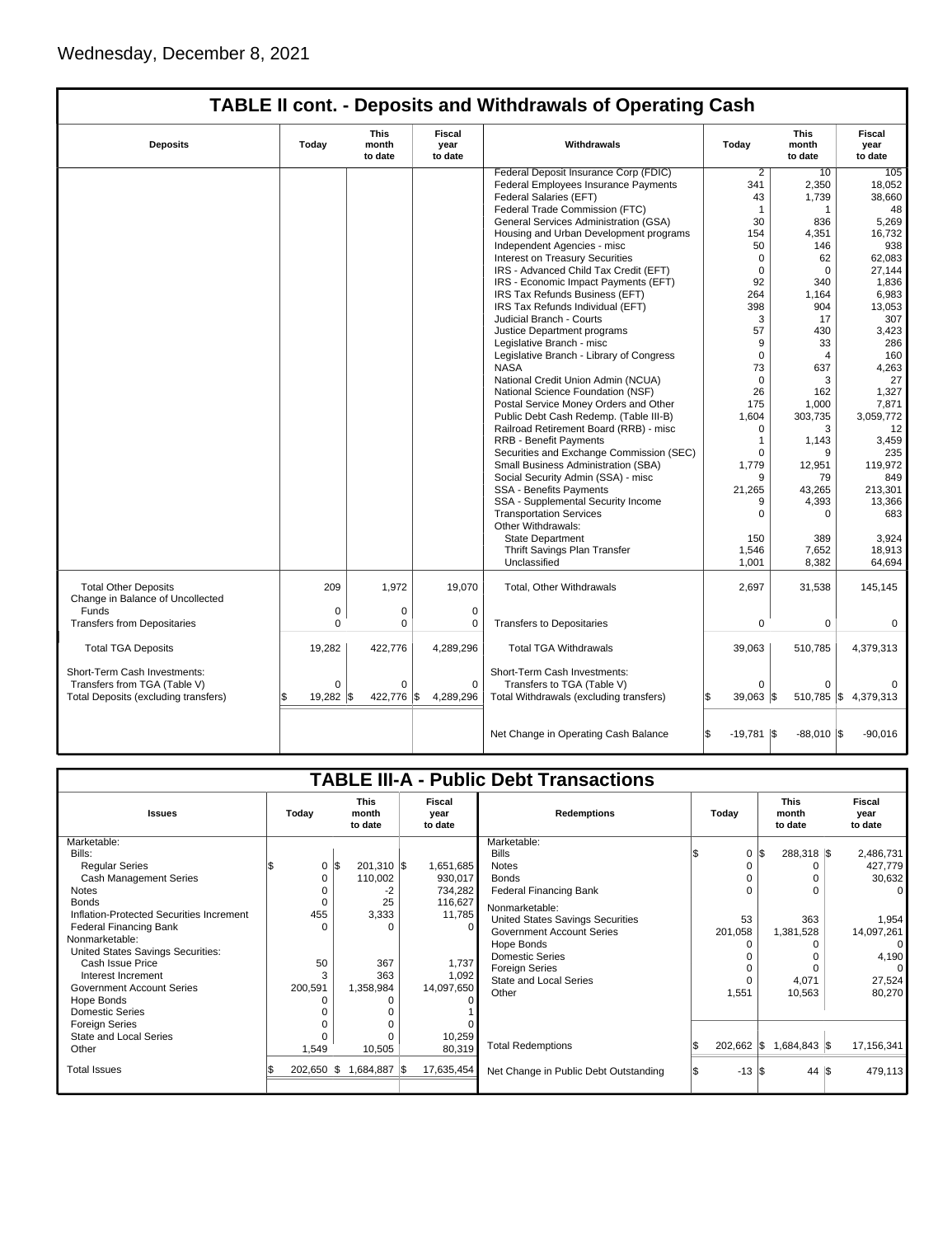Wednesday, December 8, 2021

## TABLE II cont. - Deposits and Withdrawals of Operating Cash

| Deposits | Today | This month to date | Fiscal year to date | Withdrawals | Today | This month to date | Fiscal year to date |
|---|---|---|---|---|---|---|---|
| | | | | Federal Deposit Insurance Corp (FDIC) | 2 | 10 | 105 |
| | | | | Federal Employees Insurance Payments | 341 | 2,350 | 18,052 |
| | | | | Federal Salaries (EFT) | 43 | 1,739 | 38,660 |
| | | | | Federal Trade Commission (FTC) | 1 | 1 | 48 |
| | | | | General Services Administration (GSA) | 30 | 836 | 5,269 |
| | | | | Housing and Urban Development programs | 154 | 4,351 | 16,732 |
| | | | | Independent Agencies - misc | 50 | 146 | 938 |
| | | | | Interest on Treasury Securities | 0 | 62 | 62,083 |
| | | | | IRS - Advanced Child Tax Credit (EFT) | 0 | 0 | 27,144 |
| | | | | IRS - Economic Impact Payments (EFT) | 92 | 340 | 1,836 |
| | | | | IRS Tax Refunds Business (EFT) | 264 | 1,164 | 6,983 |
| | | | | IRS Tax Refunds Individual (EFT) | 398 | 904 | 13,053 |
| | | | | Judicial Branch - Courts | 3 | 17 | 307 |
| | | | | Justice Department programs | 57 | 430 | 3,423 |
| | | | | Legislative Branch - misc | 9 | 33 | 286 |
| | | | | Legislative Branch - Library of Congress | 0 | 4 | 160 |
| | | | | NASA | 73 | 637 | 4,263 |
| | | | | National Credit Union Admin (NCUA) | 0 | 3 | 27 |
| | | | | National Science Foundation (NSF) | 26 | 162 | 1,327 |
| | | | | Postal Service Money Orders and Other | 175 | 1,000 | 7,871 |
| | | | | Public Debt Cash Redemp. (Table III-B) | 1,604 | 303,735 | 3,059,772 |
| | | | | Railroad Retirement Board (RRB) - misc | 0 | 3 | 12 |
| | | | | RRB - Benefit Payments | 1 | 1,143 | 3,459 |
| | | | | Securities and Exchange Commission (SEC) | 0 | 9 | 235 |
| | | | | Small Business Administration (SBA) | 1,779 | 12,951 | 119,972 |
| | | | | Social Security Admin (SSA) - misc | 9 | 79 | 849 |
| | | | | SSA - Benefits Payments | 21,265 | 43,265 | 213,301 |
| | | | | SSA - Supplemental Security Income | 9 | 4,393 | 13,366 |
| | | | | Transportation Services | 0 | 0 | 683 |
| | | | | Other Withdrawals: | | | |
| | | | | State Department | 150 | 389 | 3,924 |
| | | | | Thrift Savings Plan Transfer | 1,546 | 7,652 | 18,913 |
| | | | | Unclassified | 1,001 | 8,382 | 64,694 |
| Total Other Deposits | 209 | 1,972 | 19,070 | Total, Other Withdrawals | 2,697 | 31,538 | 145,145 |
| Change in Balance of Uncollected Funds | 0 | 0 | 0 | | | | |
| Transfers from Depositaries | 0 | 0 | 0 | Transfers to Depositaries | 0 | 0 | 0 |
| Total TGA Deposits | 19,282 | 422,776 | 4,289,296 | Total TGA Withdrawals | 39,063 | 510,785 | 4,379,313 |
| Short-Term Cash Investments: | | | | Short-Term Cash Investments: | | | |
| Transfers from TGA (Table V) | 0 | 0 | 0 | Transfers to TGA (Table V) | 0 | 0 | 0 |
| Total Deposits (excluding transfers) | $ 19,282 | $ 422,776 | $ 4,289,296 | Total Withdrawals (excluding transfers) | $ 39,063 | $ 510,785 | $ 4,379,313 |
| | | | | Net Change in Operating Cash Balance | $ -19,781 | $ -88,010 | $ -90,016 |

## TABLE III-A - Public Debt Transactions

| Issues | Today | This month to date | Fiscal year to date | Redemptions | Today | This month to date | Fiscal year to date |
|---|---|---|---|---|---|---|---|
| Marketable: | | | | Marketable: | | | |
| Bills: | | | | Bills | $ 0 | $ 288,318 | $ 2,486,731 |
| Regular Series | $ 0 | $ 201,310 | $ 1,651,685 | Notes | 0 | 0 | 427,779 |
| Cash Management Series | 0 | 110,002 | 930,017 | Bonds | 0 | 0 | 30,632 |
| Notes | 0 | -2 | 734,282 | Federal Financing Bank | 0 | 0 | 0 |
| Bonds | 0 | 25 | 116,627 | Nonmarketable: | | | |
| Inflation-Protected Securities Increment | 455 | 3,333 | 11,785 | United States Savings Securities | 53 | 363 | 1,954 |
| Federal Financing Bank | 0 | 0 | 0 | Government Account Series | 201,058 | 1,381,528 | 14,097,261 |
| Nonmarketable: | | | | Hope Bonds | 0 | 0 | 0 |
| United States Savings Securities: | | | | Domestic Series | 0 | 0 | 4,190 |
| Cash Issue Price | 50 | 367 | 1,737 | Foreign Series | 0 | 0 | 0 |
| Interest Increment | 3 | 363 | 1,092 | State and Local Series | 0 | 4,071 | 27,524 |
| Government Account Series | 200,591 | 1,358,984 | 14,097,650 | Other | 1,551 | 10,563 | 80,270 |
| Hope Bonds | 0 | 0 | 0 | | | | |
| Domestic Series | 0 | 0 | 1 | | | | |
| Foreign Series | 0 | 0 | 0 | | | | |
| State and Local Series | 0 | 0 | 10,259 | | | | |
| Other | 1,549 | 10,505 | 80,319 | Total Redemptions | $ 202,662 | $ 1,684,843 | $ 17,156,341 |
| Total Issues | $ 202,650 | $ 1,684,887 | $ 17,635,454 | Net Change in Public Debt Outstanding | $ -13 | $ 44 | $ 479,113 |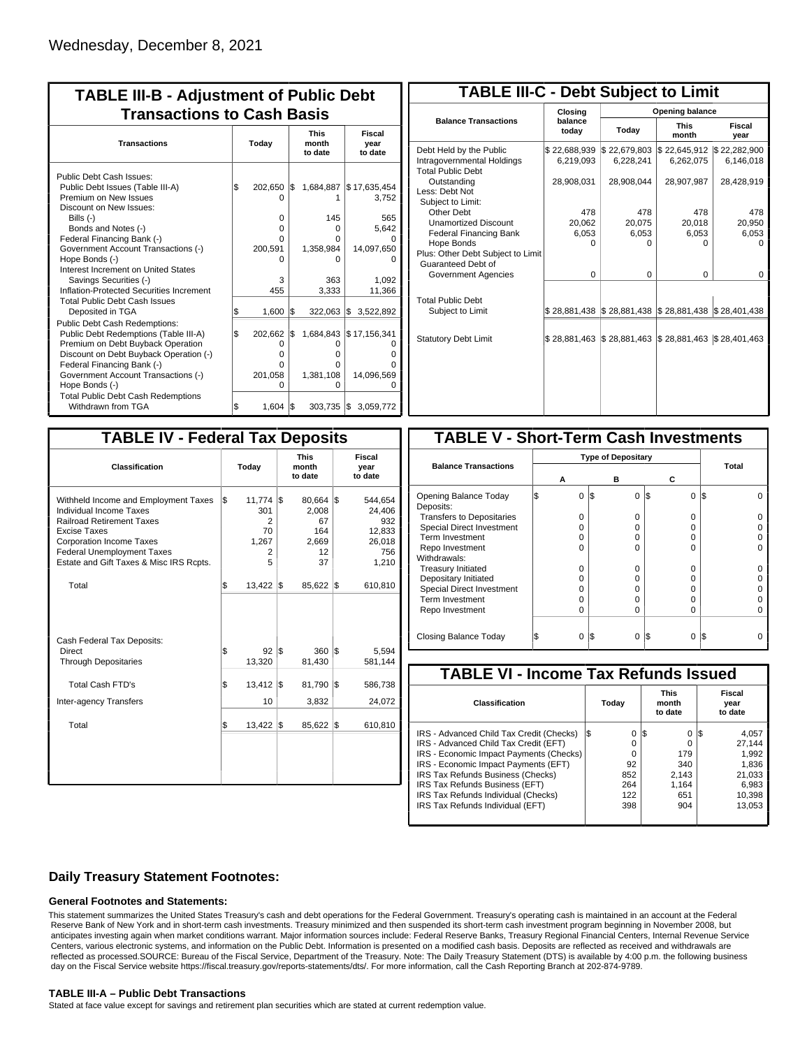Wednesday, December 8, 2021

## TABLE III-B - Adjustment of Public Debt Transactions to Cash Basis

| Transactions | Today | This month to date | Fiscal year to date |
|---|---|---|---|
| Public Debt Cash Issues: | | | |
| Public Debt Issues (Table III-A) | $ 202,650 | $ 1,684,887 | $ 17,635,454 |
| Premium on New Issues | 0 | 1 | 3,752 |
| Discount on New Issues: | | | |
| Bills (-) | 0 | 145 | 565 |
| Bonds and Notes (-) | 0 | 0 | 5,642 |
| Federal Financing Bank (-) | 0 | 0 | 0 |
| Government Account Transactions (-) | 200,591 | 1,358,984 | 14,097,650 |
| Hope Bonds (-) | 0 | 0 | 0 |
| Interest Increment on United States Savings Securities (-) | 3 | 363 | 1,092 |
| Inflation-Protected Securities Increment | 455 | 3,333 | 11,366 |
| Total Public Debt Cash Issues Deposited in TGA | $ 1,600 | $ 322,063 | $ 3,522,892 |
| Public Debt Cash Redemptions: | | | |
| Public Debt Redemptions (Table III-A) | $ 202,662 | $ 1,684,843 | $ 17,156,341 |
| Premium on Debt Buyback Operation | 0 | 0 | 0 |
| Discount on Debt Buyback Operation (-) | 0 | 0 | 0 |
| Federal Financing Bank (-) | 0 | 0 | 0 |
| Government Account Transactions (-) | 201,058 | 1,381,108 | 14,096,569 |
| Hope Bonds (-) | 0 | 0 | 0 |
| Total Public Debt Cash Redemptions Withdrawn from TGA | $ 1,604 | $ 303,735 | $ 3,059,772 |

## TABLE III-C - Debt Subject to Limit

| Balance Transactions | Closing balance today | Opening balance Today | Opening balance This month | Opening balance Fiscal year |
|---|---|---|---|---|
| Debt Held by the Public | $ 22,688,939 | $ 22,679,803 | $ 22,645,912 | $ 22,282,900 |
| Intragovernmental Holdings | 6,219,093 | 6,228,241 | 6,262,075 | 6,146,018 |
| Total Public Debt Outstanding | 28,908,031 | 28,908,044 | 28,907,987 | 28,428,919 |
| Less: Debt Not Subject to Limit: | | | | |
| Other Debt | 478 | 478 | 478 | 478 |
| Unamortized Discount | 20,062 | 20,075 | 20,018 | 20,950 |
| Federal Financing Bank | 6,053 | 6,053 | 6,053 | 6,053 |
| Hope Bonds | 0 | 0 | 0 | 0 |
| Plus: Other Debt Subject to Limit Guaranteed Debt of Government Agencies | 0 | 0 | 0 | 0 |
| Total Public Debt Subject to Limit | $ 28,881,438 | $ 28,881,438 | $ 28,881,438 | $ 28,401,438 |
| Statutory Debt Limit | $ 28,881,463 | $ 28,881,463 | $ 28,881,463 | $ 28,401,463 |

## TABLE IV - Federal Tax Deposits

| Classification | Today | This month to date | Fiscal year to date |
|---|---|---|---|
| Withheld Income and Employment Taxes | $ 11,774 | $ 80,664 | $ 544,654 |
| Individual Income Taxes | 301 | 2,008 | 24,406 |
| Railroad Retirement Taxes | 2 | 67 | 932 |
| Excise Taxes | 70 | 164 | 12,833 |
| Corporation Income Taxes | 1,267 | 2,669 | 26,018 |
| Federal Unemployment Taxes | 2 | 12 | 756 |
| Estate and Gift Taxes & Misc IRS Rcpts. | 5 | 37 | 1,210 |
| Total | $ 13,422 | $ 85,622 | $ 610,810 |
| Cash Federal Tax Deposits: | | | |
| Direct | $ 92 | $ 360 | $ 5,594 |
| Through Depositaries | 13,320 | 81,430 | 581,144 |
| Total Cash FTD's | $ 13,412 | $ 81,790 | $ 586,738 |
| Inter-agency Transfers | 10 | 3,832 | 24,072 |
| Total | $ 13,422 | $ 85,622 | $ 610,810 |

## TABLE V - Short-Term Cash Investments

| Balance Transactions | A | B | C | Total |
|---|---|---|---|---|
| Opening Balance Today | $ 0 | $ 0 | $ 0 | $ 0 |
| Deposits: | | | | |
| Transfers to Depositaries | 0 | 0 | 0 | 0 |
| Special Direct Investment | 0 | 0 | 0 | 0 |
| Term Investment | 0 | 0 | 0 | 0 |
| Repo Investment | 0 | 0 | 0 | 0 |
| Withdrawals: | | | | |
| Treasury Initiated | 0 | 0 | 0 | 0 |
| Depositary Initiated | 0 | 0 | 0 | 0 |
| Special Direct Investment | 0 | 0 | 0 | 0 |
| Term Investment | 0 | 0 | 0 | 0 |
| Repo Investment | 0 | 0 | 0 | 0 |
| Closing Balance Today | $ 0 | $ 0 | $ 0 | $ 0 |

## TABLE VI - Income Tax Refunds Issued

| Classification | Today | This month to date | Fiscal year to date |
|---|---|---|---|
| IRS - Advanced Child Tax Credit (Checks) | $ 0 | $ 0 | $ 4,057 |
| IRS - Advanced Child Tax Credit (EFT) | 0 | 0 | 27,144 |
| IRS - Economic Impact Payments (Checks) | 0 | 179 | 1,992 |
| IRS - Economic Impact Payments (EFT) | 92 | 340 | 1,836 |
| IRS Tax Refunds Business (Checks) | 852 | 2,143 | 21,033 |
| IRS Tax Refunds Business (EFT) | 264 | 1,164 | 6,983 |
| IRS Tax Refunds Individual (Checks) | 122 | 651 | 10,398 |
| IRS Tax Refunds Individual (EFT) | 398 | 904 | 13,053 |

### Daily Treasury Statement Footnotes:

#### General Footnotes and Statements:

This statement summarizes the United States Treasury's cash and debt operations for the Federal Government. Treasury's operating cash is maintained in an account at the Federal Reserve Bank of New York and in short-term cash investments. Treasury minimized and then suspended its short-term cash investment program beginning in November 2008, but anticipates investing again when market conditions warrant. Major information sources include: Federal Reserve Banks, Treasury Regional Financial Centers, Internal Revenue Service Centers, various electronic systems, and information on the Public Debt. Information is presented on a modified cash basis. Deposits are reflected as received and withdrawals are reflected as processed.SOURCE: Bureau of the Fiscal Service, Department of the Treasury. Note: The Daily Treasury Statement (DTS) is available by 4:00 p.m. the following business day on the Fiscal Service website https://fiscal.treasury.gov/reports-statements/dts/. For more information, call the Cash Reporting Branch at 202-874-9789.

#### TABLE III-A – Public Debt Transactions

Stated at face value except for savings and retirement plan securities which are stated at current redemption value.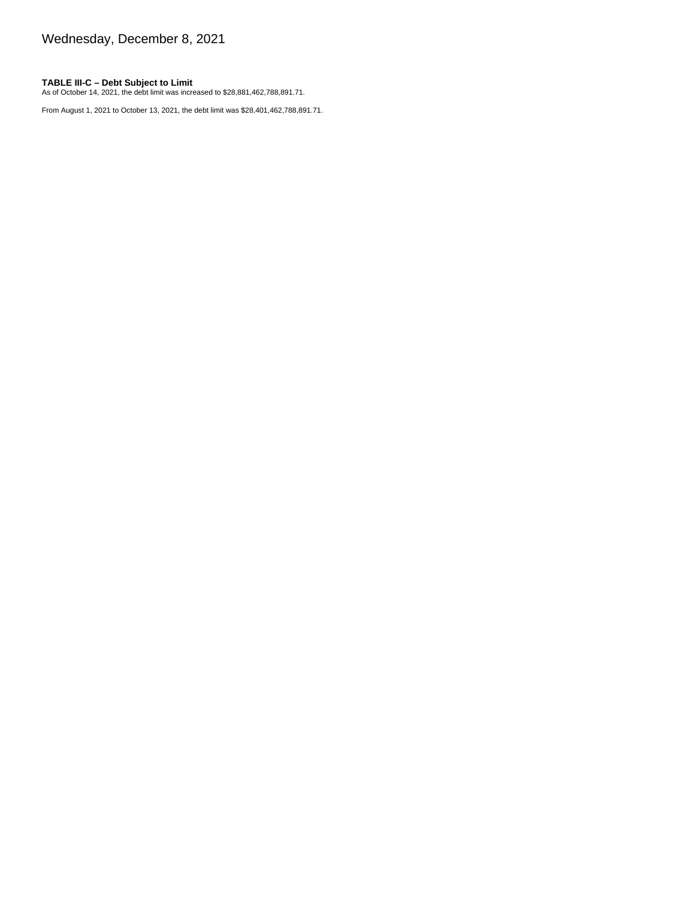**TABLE III-C – Debt Subject to Limit**

As of October 14, 2021, the debt limit was increased to $28,881,462,788,891.71.

From August 1, 2021 to October 13, 2021, the debt limit was $28,401,462,788,891.71.